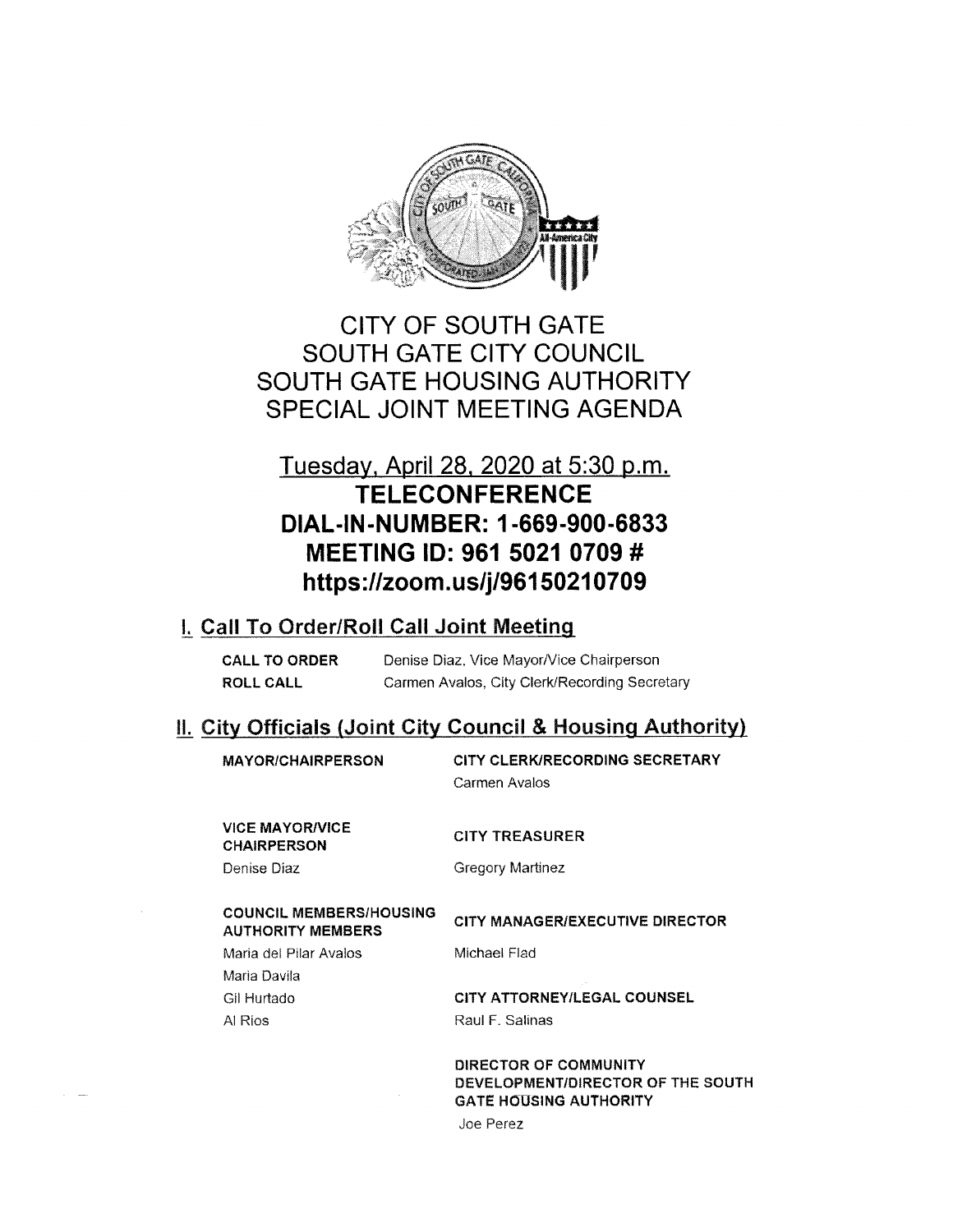# CITY OF SOUTH GATE
# SOUTH GATE CITY COUNCIL
# SOUTH GATE HOUSING AUTHORITY
# SPECIAL JOINT MEETING AGENDA

## Tuesday, April 28, 2020 at 5:30 p.m.

## **TELECONFERENCE**
## **DIAL-IN-NUMBER: 1-669-900-6833**
## **MEETING ID: 961 5021 0709 #**
## **https://zoom.us/j/96150210709**

## I. Call To Order/Roll Call Joint Meeting

**CALL TO ORDER** Denise Diaz, Vice Mayor/Vice Chairperson

**ROLL CALL** Carmen Avalos, City Clerk/Recording Secretary

## II. City Officials (Joint City Council & Housing Authority)

**MAYOR/CHAIRPERSON**

**VICE MAYOR/VICE CHAIRPERSON**
Denise Diaz

**COUNCIL MEMBERS/HOUSING AUTHORITY MEMBERS**
Maria del Pilar Avalos
Maria Davila
Gil Hurtado
Al Rios

**CITY CLERK/RECORDING SECRETARY**
Carmen Avalos

**CITY TREASURER**
Gregory Martinez

**CITY MANAGER/EXECUTIVE DIRECTOR**
Michael Flad

**CITY ATTORNEY/LEGAL COUNSEL**
Raul F. Salinas

**DIRECTOR OF COMMUNITY DEVELOPMENT/DIRECTOR OF THE SOUTH GATE HOUSING AUTHORITY**
Joe Perez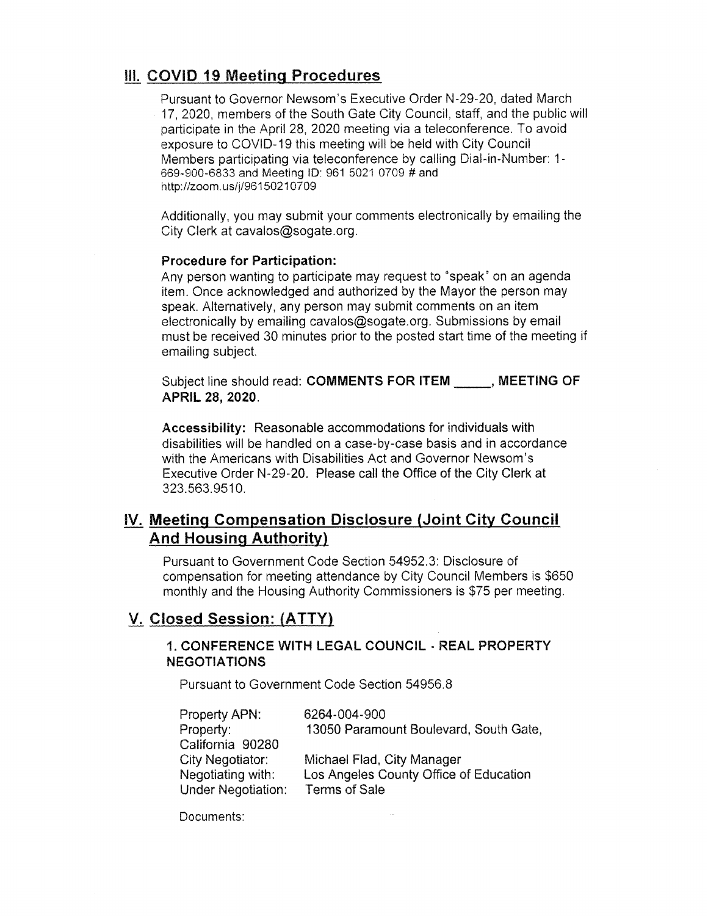## III. COVID 19 Meeting Procedures

Pursuant to Governor Newsom's Executive Order N-29-20, dated March 17, 2020, members of the South Gate City Council, staff, and the public will participate in the April 28, 2020 meeting via a teleconference. To avoid exposure to COVID-19 this meeting will be held with City Council Members participating via teleconference by calling Dial-in-Number: 1-669-900-6833 and Meeting ID: 961 5021 0709 # and http://zoom.us/j/96150210709

Additionally, you may submit your comments electronically by emailing the City Clerk at cavalos@sogate.org.

**Procedure for Participation:**
Any person wanting to participate may request to "speak" on an agenda item. Once acknowledged and authorized by the Mayor the person may speak. Alternatively, any person may submit comments on an item electronically by emailing cavalos@sogate.org. Submissions by email must be received 30 minutes prior to the posted start time of the meeting if emailing subject.

Subject line should read: **COMMENTS FOR ITEM _____, MEETING OF APRIL 28, 2020.**

**Accessibility:** Reasonable accommodations for individuals with disabilities will be handled on a case-by-case basis and in accordance with the Americans with Disabilities Act and Governor Newsom's Executive Order N-29-20. Please call the Office of the City Clerk at 323.563.9510.

## IV. Meeting Compensation Disclosure (Joint City Council And Housing Authority)

Pursuant to Government Code Section 54952.3: Disclosure of compensation for meeting attendance by City Council Members is $650 monthly and the Housing Authority Commissioners is $75 per meeting.

## V. Closed Session: (ATTY)

### 1. CONFERENCE WITH LEGAL COUNCIL - REAL PROPERTY NEGOTIATIONS

Pursuant to Government Code Section 54956.8

Property APN: 6264-004-900
Property: 13050 Paramount Boulevard, South Gate, California 90280
City Negotiator: Michael Flad, City Manager
Negotiating with: Los Angeles County Office of Education
Under Negotiation: Terms of Sale

Documents: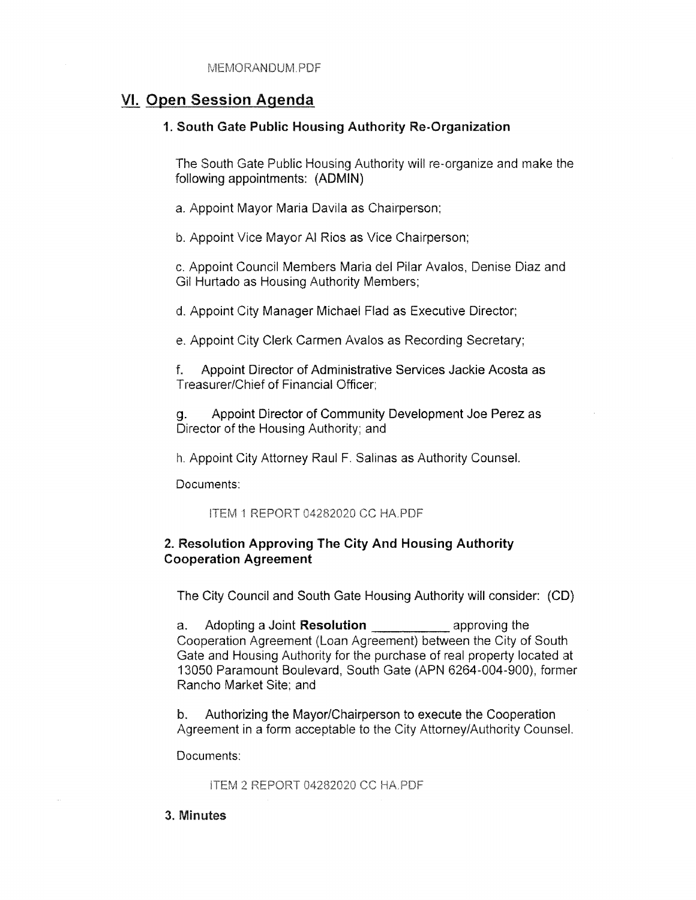MEMORANDUM.PDF

## VI. Open Session Agenda

### 1. South Gate Public Housing Authority Re-Organization

The South Gate Public Housing Authority will re-organize and make the following appointments: (ADMIN)

a. Appoint Mayor Maria Davila as Chairperson;

b. Appoint Vice Mayor Al Rios as Vice Chairperson;

c. Appoint Council Members Maria del Pilar Avalos, Denise Diaz and Gil Hurtado as Housing Authority Members;

d. Appoint City Manager Michael Flad as Executive Director;

e. Appoint City Clerk Carmen Avalos as Recording Secretary;

f. Appoint Director of Administrative Services Jackie Acosta as Treasurer/Chief of Financial Officer;

g. Appoint Director of Community Development Joe Perez as Director of the Housing Authority; and

h. Appoint City Attorney Raul F. Salinas as Authority Counsel.

Documents:

ITEM 1 REPORT 04282020 CC HA.PDF

### 2. Resolution Approving The City And Housing Authority Cooperation Agreement

The City Council and South Gate Housing Authority will consider: (CD)

a. Adopting a Joint **Resolution** __________ approving the Cooperation Agreement (Loan Agreement) between the City of South Gate and Housing Authority for the purchase of real property located at 13050 Paramount Boulevard, South Gate (APN 6264-004-900), former Rancho Market Site; and

b. Authorizing the Mayor/Chairperson to execute the Cooperation Agreement in a form acceptable to the City Attorney/Authority Counsel.

Documents:

ITEM 2 REPORT 04282020 CC HA.PDF

### 3. Minutes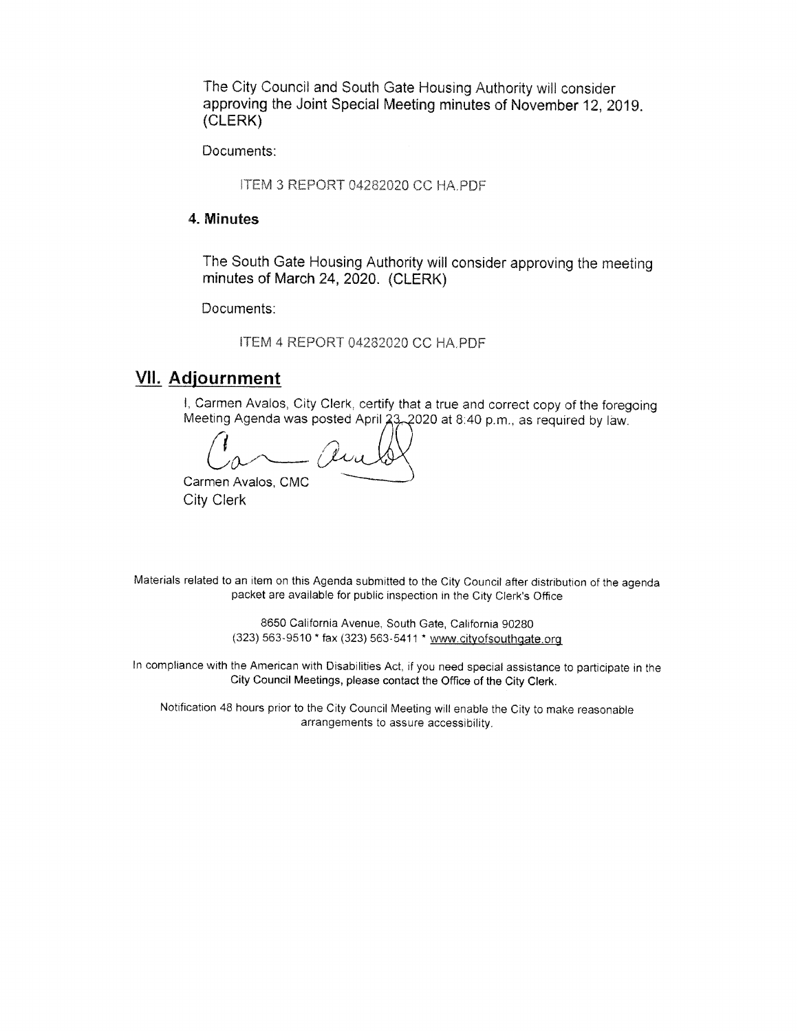The City Council and South Gate Housing Authority will consider approving the Joint Special Meeting minutes of November 12, 2019. (CLERK)

Documents:

ITEM 3 REPORT 04282020 CC HA.PDF

### 4. Minutes

The South Gate Housing Authority will consider approving the meeting minutes of March 24, 2020. (CLERK)

Documents:

ITEM 4 REPORT 04282020 CC HA.PDF

## VII. Adjournment

I, Carmen Avalos, City Clerk, certify that a true and correct copy of the foregoing Meeting Agenda was posted April 23, 2020 at 8:40 p.m., as required by law.

Carmen Avalos, CMC
City Clerk

Materials related to an item on this Agenda submitted to the City Council after distribution of the agenda packet are available for public inspection in the City Clerk's Office

8650 California Avenue, South Gate, California 90280
(323) 563-9510 * fax (323) 563-5411 * www.cityofsouthgate.org

In compliance with the American with Disabilities Act, if you need special assistance to participate in the City Council Meetings, please contact the Office of the City Clerk.

Notification 48 hours prior to the City Council Meeting will enable the City to make reasonable arrangements to assure accessibility.